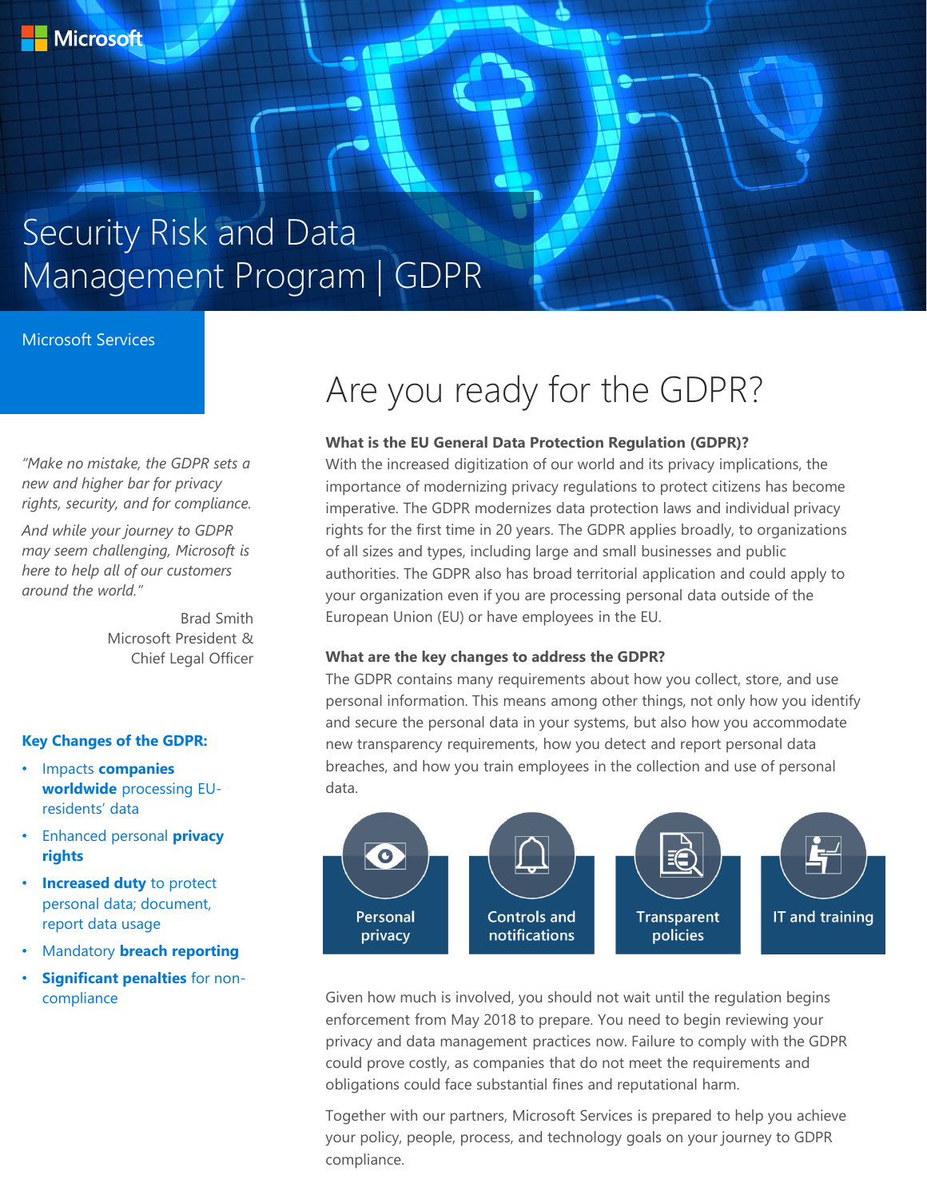Microsoft

# Security Risk and Data Management Program | GDPR

Microsoft Services

*"Make no mistake, the GDPR sets a new and higher bar for privacy rights, security, and for compliance.*

*And while your journey to GDPR may seem challenging, Microsoft is here to help all of our customers around the world."*

Brad Smith
Microsoft President &
Chief Legal Officer

**Key Changes of the GDPR:**

- Impacts **companies worldwide** processing EU-residents' data
- Enhanced personal **privacy rights**
- **Increased duty** to protect personal data; document, report data usage
- Mandatory **breach reporting**
- **Significant penalties** for non-compliance

## Are you ready for the GDPR?

**What is the EU General Data Protection Regulation (GDPR)?**

With the increased digitization of our world and its privacy implications, the importance of modernizing privacy regulations to protect citizens has become imperative. The GDPR modernizes data protection laws and individual privacy rights for the first time in 20 years. The GDPR applies broadly, to organizations of all sizes and types, including large and small businesses and public authorities. The GDPR also has broad territorial application and could apply to your organization even if you are processing personal data outside of the European Union (EU) or have employees in the EU.

**What are the key changes to address the GDPR?**

The GDPR contains many requirements about how you collect, store, and use personal information. This means among other things, not only how you identify and secure the personal data in your systems, but also how you accommodate new transparency requirements, how you detect and report personal data breaches, and how you train employees in the collection and use of personal data.

- Personal privacy
- Controls and notifications
- Transparent policies
- IT and training

Given how much is involved, you should not wait until the regulation begins enforcement from May 2018 to prepare. You need to begin reviewing your privacy and data management practices now. Failure to comply with the GDPR could prove costly, as companies that do not meet the requirements and obligations could face substantial fines and reputational harm.

Together with our partners, Microsoft Services is prepared to help you achieve your policy, people, process, and technology goals on your journey to GDPR compliance.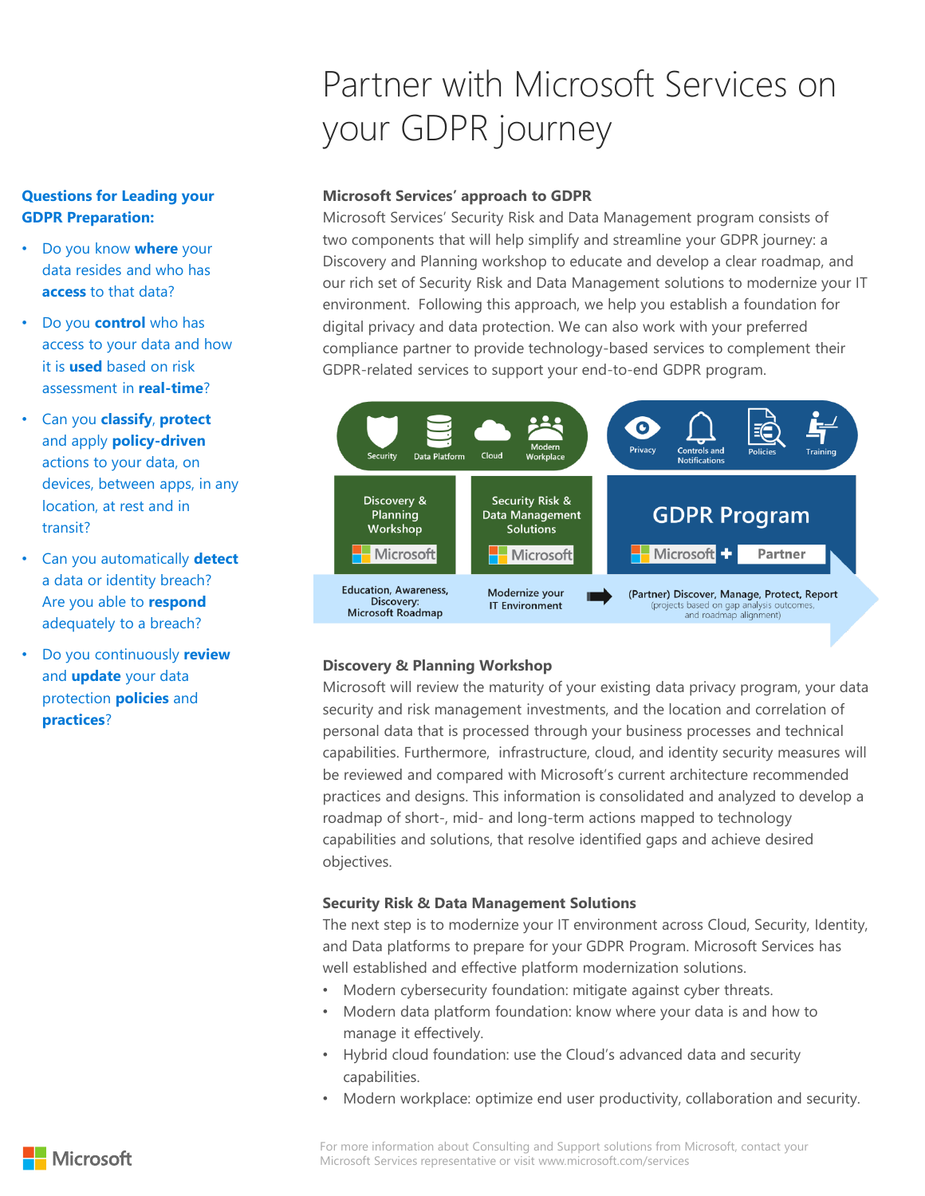# Partner with Microsoft Services on your GDPR journey

**Questions for Leading your GDPR Preparation:**

- Do you know **where** your data resides and who has **access** to that data?
- Do you **control** who has access to your data and how it is **used** based on risk assessment in **real-time**?
- Can you **classify**, **protect** and apply **policy-driven** actions to your data, on devices, between apps, in any location, at rest and in transit?
- Can you automatically **detect** a data or identity breach? Are you able to **respond** adequately to a breach?
- Do you continuously **review** and **update** your data protection **policies** and **practices**?

## Microsoft Services' approach to GDPR

Microsoft Services' Security Risk and Data Management program consists of two components that will help simplify and streamline your GDPR journey: a Discovery and Planning workshop to educate and develop a clear roadmap, and our rich set of Security Risk and Data Management solutions to modernize your IT environment. Following this approach, we help you establish a foundation for digital privacy and data protection. We can also work with your preferred compliance partner to provide technology-based services to complement their GDPR-related services to support your end-to-end GDPR program.

Security
Data Platform
Cloud
Modern Workplace
Privacy
Controls and Notifications
Policies
Training

Discovery & Planning Workshop
Microsoft
Education, Awareness, Discovery: Microsoft Roadmap

Security Risk & Data Management Solutions
Microsoft
Modernize your IT Environment

GDPR Program
Microsoft + Partner
(Partner) Discover, Manage, Protect, Report
(projects based on gap analysis outcomes, and roadmap alignment)

## Discovery & Planning Workshop

Microsoft will review the maturity of your existing data privacy program, your data security and risk management investments, and the location and correlation of personal data that is processed through your business processes and technical capabilities. Furthermore, infrastructure, cloud, and identity security measures will be reviewed and compared with Microsoft's current architecture recommended practices and designs. This information is consolidated and analyzed to develop a roadmap of short-, mid- and long-term actions mapped to technology capabilities and solutions, that resolve identified gaps and achieve desired objectives.

## Security Risk & Data Management Solutions

The next step is to modernize your IT environment across Cloud, Security, Identity, and Data platforms to prepare for your GDPR Program. Microsoft Services has well established and effective platform modernization solutions.

- Modern cybersecurity foundation: mitigate against cyber threats.
- Modern data platform foundation: know where your data is and how to manage it effectively.
- Hybrid cloud foundation: use the Cloud's advanced data and security capabilities.
- Modern workplace: optimize end user productivity, collaboration and security.

For more information about Consulting and Support solutions from Microsoft, contact your Microsoft Services representative or visit www.microsoft.com/services